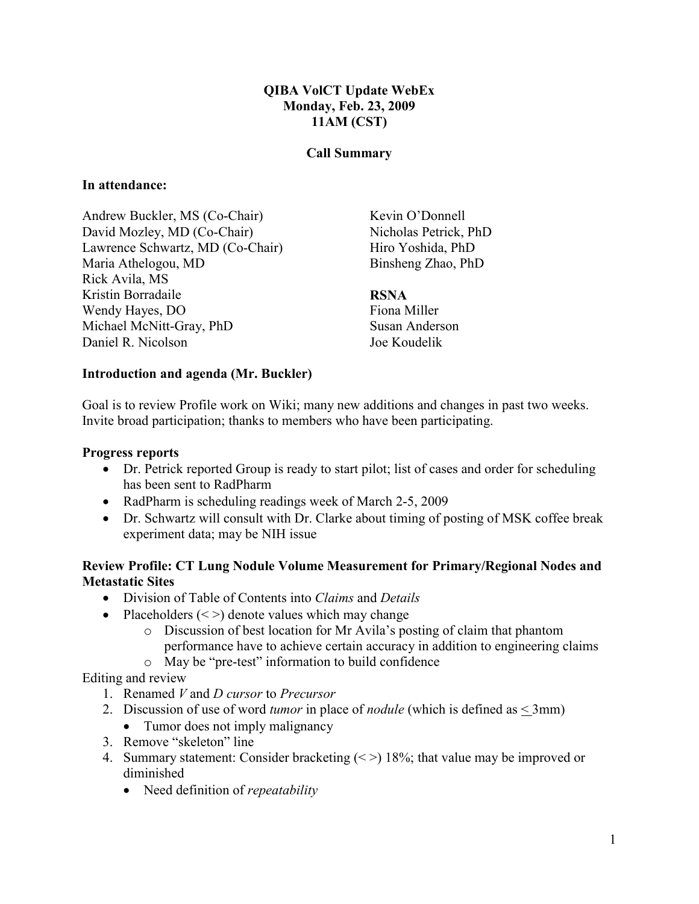**QIBA VolCT Update WebEx**
**Monday, Feb. 23, 2009**
**11AM (CST)**

**Call Summary**

**In attendance:**

Andrew Buckler, MS (Co-Chair)
David Mozley, MD (Co-Chair)
Lawrence Schwartz, MD (Co-Chair)
Maria Athelogou, MD
Rick Avila, MS
Kristin Borradaile
Wendy Hayes, DO
Michael McNitt-Gray, PhD
Daniel R. Nicolson
Kevin O'Donnell
Nicholas Petrick, PhD
Hiro Yoshida, PhD
Binsheng Zhao, PhD

**RSNA**
Fiona Miller
Susan Anderson
Joe Koudelik

**Introduction and agenda (Mr. Buckler)**

Goal is to review Profile work on Wiki; many new additions and changes in past two weeks. Invite broad participation; thanks to members who have been participating.

**Progress reports**

- Dr. Petrick reported Group is ready to start pilot; list of cases and order for scheduling has been sent to RadPharm
- RadPharm is scheduling readings week of March 2-5, 2009
- Dr. Schwartz will consult with Dr. Clarke about timing of posting of MSK coffee break experiment data; may be NIH issue

**Review Profile: CT Lung Nodule Volume Measurement for Primary/Regional Nodes and Metastatic Sites**

- Division of Table of Contents into *Claims* and *Details*
- Placeholders (< >) denote values which may change
  - Discussion of best location for Mr Avila's posting of claim that phantom performance have to achieve certain accuracy in addition to engineering claims
  - May be "pre-test" information to build confidence

Editing and review

1. Renamed *V* and *D cursor* to *Precursor*
2. Discussion of use of word *tumor* in place of *nodule* (which is defined as ≤ 3mm)
   - Tumor does not imply malignancy
3. Remove "skeleton" line
4. Summary statement: Consider bracketing (< >) 18%; that value may be improved or diminished
   - Need definition of *repeatability*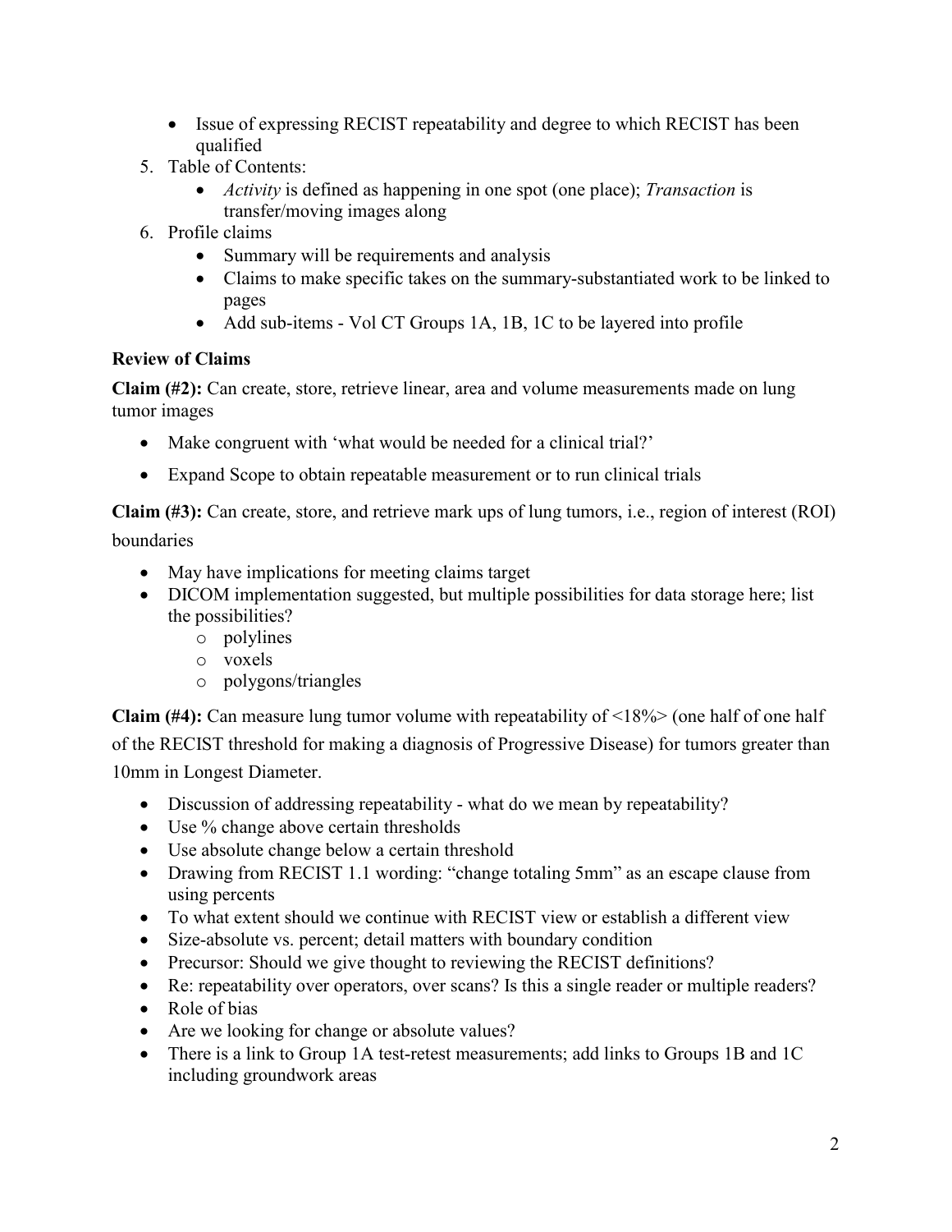- Issue of expressing RECIST repeatability and degree to which RECIST has been qualified
5. Table of Contents:
   - *Activity* is defined as happening in one spot (one place); *Transaction* is transfer/moving images along
6. Profile claims
   - Summary will be requirements and analysis
   - Claims to make specific takes on the summary-substantiated work to be linked to pages
   - Add sub-items - Vol CT Groups 1A, 1B, 1C to be layered into profile

**Review of Claims**

**Claim (#2):** Can create, store, retrieve linear, area and volume measurements made on lung tumor images

- Make congruent with 'what would be needed for a clinical trial?'
- Expand Scope to obtain repeatable measurement or to run clinical trials

**Claim (#3):** Can create, store, and retrieve mark ups of lung tumors, i.e., region of interest (ROI) boundaries

- May have implications for meeting claims target
- DICOM implementation suggested, but multiple possibilities for data storage here; list the possibilities?
  - polylines
  - voxels
  - polygons/triangles

**Claim (#4):** Can measure lung tumor volume with repeatability of <18%> (one half of one half of the RECIST threshold for making a diagnosis of Progressive Disease) for tumors greater than 10mm in Longest Diameter.

- Discussion of addressing repeatability - what do we mean by repeatability?
- Use % change above certain thresholds
- Use absolute change below a certain threshold
- Drawing from RECIST 1.1 wording: "change totaling 5mm" as an escape clause from using percents
- To what extent should we continue with RECIST view or establish a different view
- Size-absolute vs. percent; detail matters with boundary condition
- Precursor: Should we give thought to reviewing the RECIST definitions?
- Re: repeatability over operators, over scans? Is this a single reader or multiple readers?
- Role of bias
- Are we looking for change or absolute values?
- There is a link to Group 1A test-retest measurements; add links to Groups 1B and 1C including groundwork areas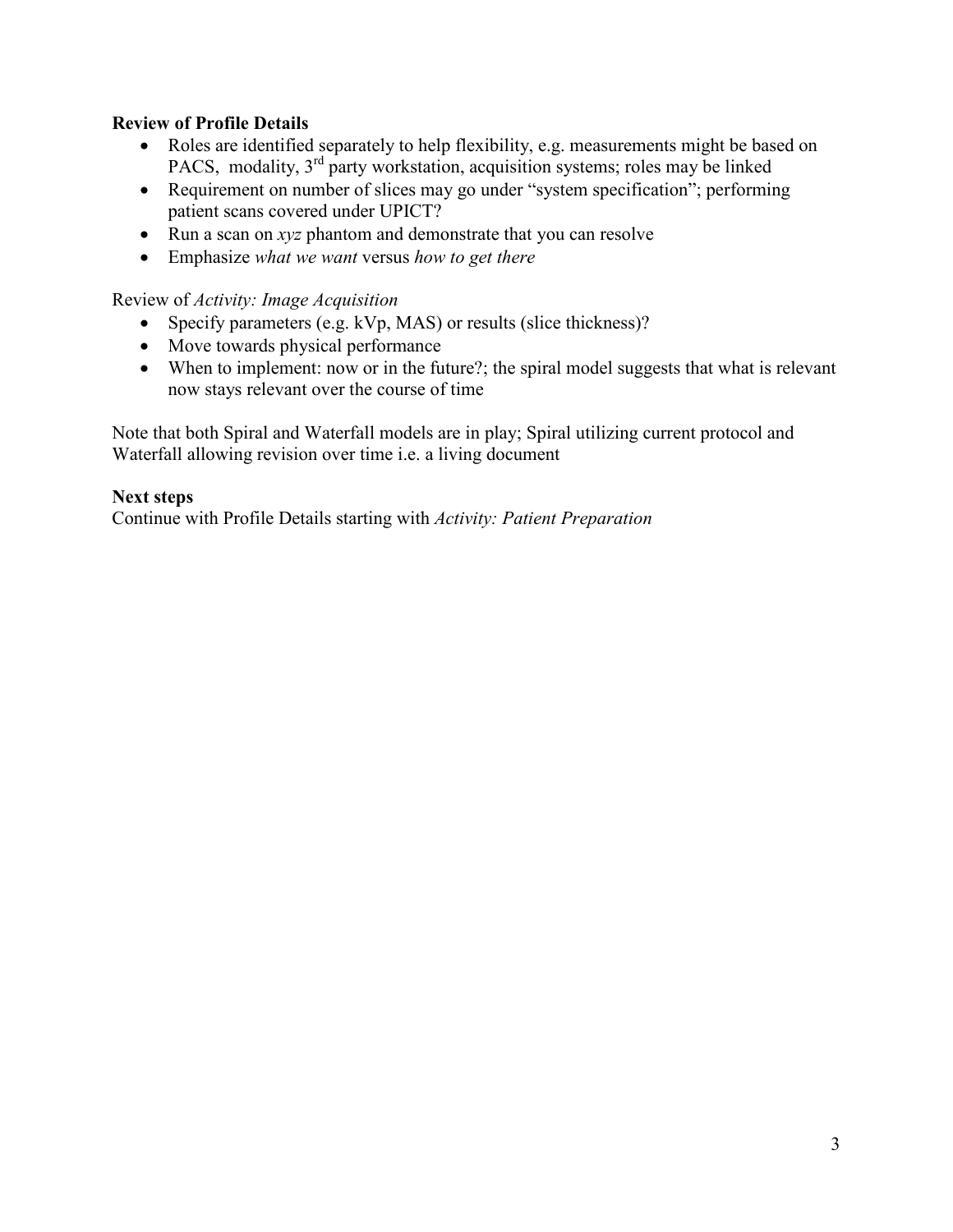**Review of Profile Details**

- Roles are identified separately to help flexibility, e.g. measurements might be based on PACS, modality, 3rd party workstation, acquisition systems; roles may be linked
- Requirement on number of slices may go under "system specification"; performing patient scans covered under UPICT?
- Run a scan on *xyz* phantom and demonstrate that you can resolve
- Emphasize *what we want* versus *how to get there*

Review of *Activity: Image Acquisition*

- Specify parameters (e.g. kVp, MAS) or results (slice thickness)?
- Move towards physical performance
- When to implement: now or in the future?; the spiral model suggests that what is relevant now stays relevant over the course of time

Note that both Spiral and Waterfall models are in play; Spiral utilizing current protocol and Waterfall allowing revision over time i.e. a living document

**Next steps**

Continue with Profile Details starting with *Activity: Patient Preparation*